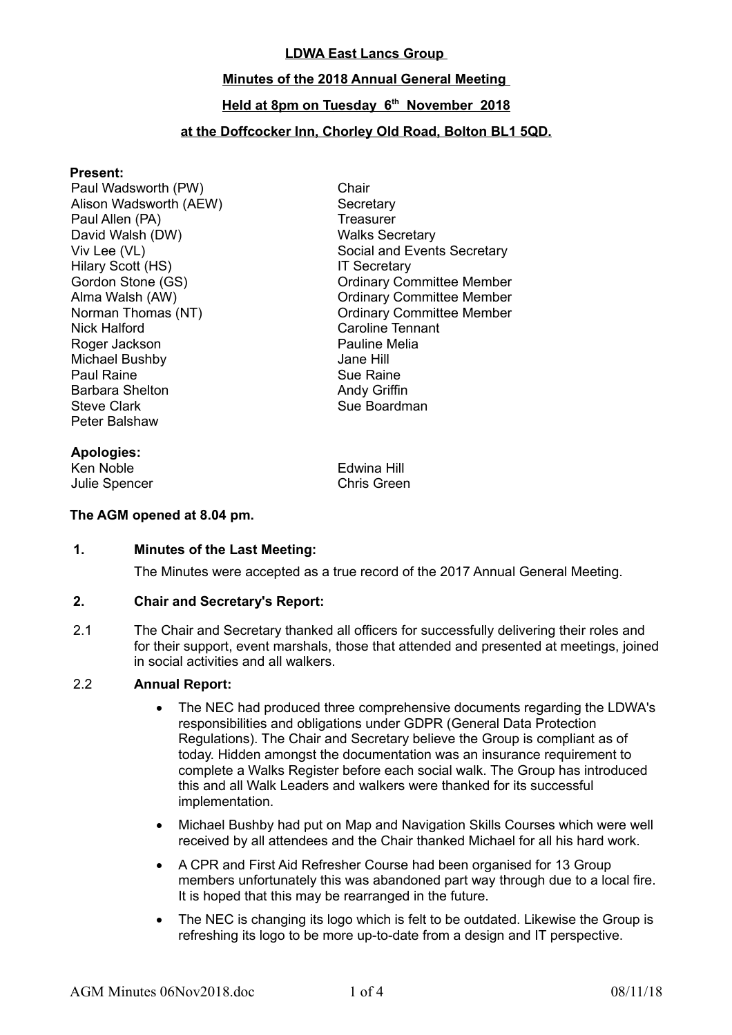**LDWA East Lancs Group**

**Minutes of the 2018 Annual General Meeting**

**Held at 8pm on Tuesday 6th November 2018**

**at the Doffcocker Inn, Chorley Old Road, Bolton BL1 5QD.**

**Present:**

| | |
|---|---|
| Paul Wadsworth (PW) | Chair |
| Alison Wadsworth (AEW) | Secretary |
| Paul Allen (PA) | Treasurer |
| David Walsh (DW) | Walks Secretary |
| Viv Lee (VL) | Social and Events Secretary |
| Hilary Scott (HS) | IT Secretary |
| Gordon Stone (GS) | Ordinary Committee Member |
| Alma Walsh (AW) | Ordinary Committee Member |
| Norman Thomas (NT) | Ordinary Committee Member |
| Nick Halford | Caroline Tennant |
| Roger Jackson | Pauline Melia |
| Michael Bushby | Jane Hill |
| Paul Raine | Sue Raine |
| Barbara Shelton | Andy Griffin |
| Steve Clark | Sue Boardman |
| Peter Balshaw | |

**Apologies:**

| | |
|---|---|
| Ken Noble | Edwina Hill |
| Julie Spencer | Chris Green |

**The AGM opened at 8.04 pm.**

**1. Minutes of the Last Meeting:**

The Minutes were accepted as a true record of the 2017 Annual General Meeting.

**2. Chair and Secretary's Report:**

2.1 The Chair and Secretary thanked all officers for successfully delivering their roles and for their support, event marshals, those that attended and presented at meetings, joined in social activities and all walkers.

2.2 **Annual Report:**

- The NEC had produced three comprehensive documents regarding the LDWA's responsibilities and obligations under GDPR (General Data Protection Regulations). The Chair and Secretary believe the Group is compliant as of today. Hidden amongst the documentation was an insurance requirement to complete a Walks Register before each social walk. The Group has introduced this and all Walk Leaders and walkers were thanked for its successful implementation.
- Michael Bushby had put on Map and Navigation Skills Courses which were well received by all attendees and the Chair thanked Michael for all his hard work.
- A CPR and First Aid Refresher Course had been organised for 13 Group members unfortunately this was abandoned part way through due to a local fire. It is hoped that this may be rearranged in the future.
- The NEC is changing its logo which is felt to be outdated. Likewise the Group is refreshing its logo to be more up-to-date from a design and IT perspective.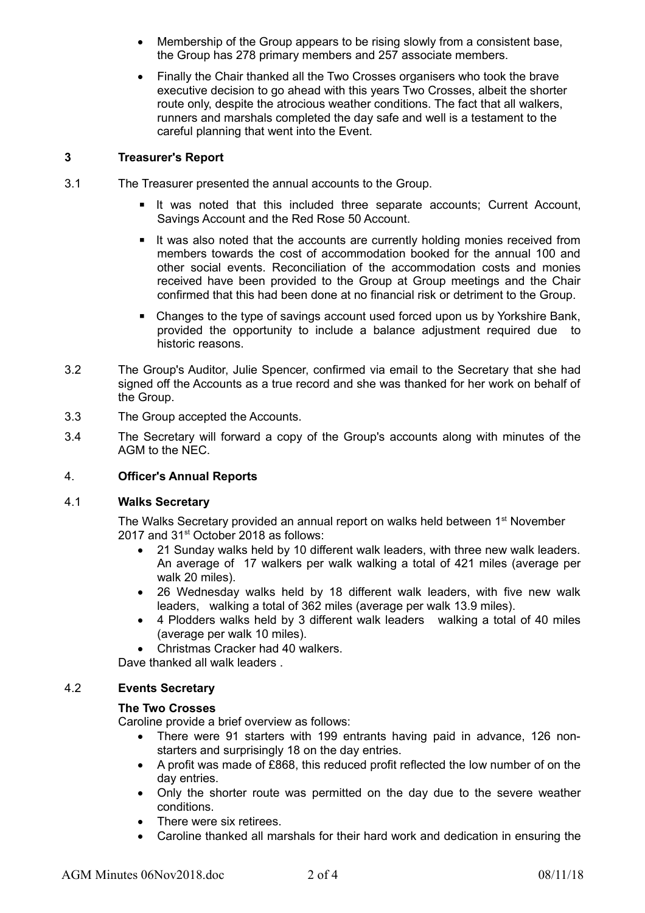- Membership of the Group appears to be rising slowly from a consistent base, the Group has 278 primary members and 257 associate members.
- Finally the Chair thanked all the Two Crosses organisers who took the brave executive decision to go ahead with this years Two Crosses, albeit the shorter route only, despite the atrocious weather conditions. The fact that all walkers, runners and marshals completed the day safe and well is a testament to the careful planning that went into the Event.

## 3 Treasurer's Report

3.1 The Treasurer presented the annual accounts to the Group.

- It was noted that this included three separate accounts; Current Account, Savings Account and the Red Rose 50 Account.
- It was also noted that the accounts are currently holding monies received from members towards the cost of accommodation booked for the annual 100 and other social events. Reconciliation of the accommodation costs and monies received have been provided to the Group at Group meetings and the Chair confirmed that this had been done at no financial risk or detriment to the Group.
- Changes to the type of savings account used forced upon us by Yorkshire Bank, provided the opportunity to include a balance adjustment required due to historic reasons.

3.2 The Group's Auditor, Julie Spencer, confirmed via email to the Secretary that she had signed off the Accounts as a true record and she was thanked for her work on behalf of the Group.

3.3 The Group accepted the Accounts.

3.4 The Secretary will forward a copy of the Group's accounts along with minutes of the AGM to the NEC.

## 4. Officer's Annual Reports

### 4.1 Walks Secretary

The Walks Secretary provided an annual report on walks held between 1st November 2017 and 31st October 2018 as follows:

- 21 Sunday walks held by 10 different walk leaders, with three new walk leaders. An average of 17 walkers per walk walking a total of 421 miles (average per walk 20 miles).
- 26 Wednesday walks held by 18 different walk leaders, with five new walk leaders, walking a total of 362 miles (average per walk 13.9 miles).
- 4 Plodders walks held by 3 different walk leaders walking a total of 40 miles (average per walk 10 miles).
- Christmas Cracker had 40 walkers.

Dave thanked all walk leaders .

### 4.2 Events Secretary

**The Two Crosses**

Caroline provide a brief overview as follows:

- There were 91 starters with 199 entrants having paid in advance, 126 non-starters and surprisingly 18 on the day entries.
- A profit was made of £868, this reduced profit reflected the low number of on the day entries.
- Only the shorter route was permitted on the day due to the severe weather conditions.
- There were six retirees.
- Caroline thanked all marshals for their hard work and dedication in ensuring the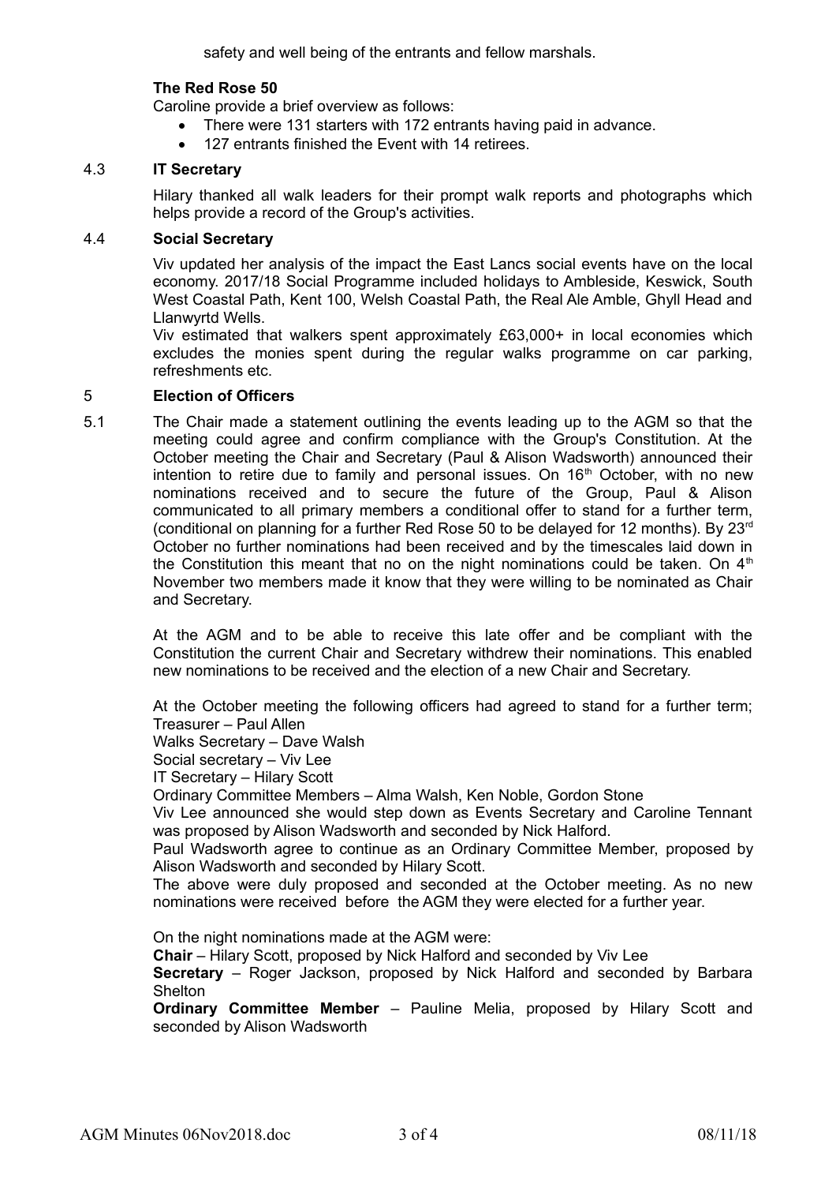safety and well being of the entrants and fellow marshals.

**The Red Rose 50**

Caroline provide a brief overview as follows:

- There were 131 starters with 172 entrants having paid in advance.
- 127 entrants finished the Event with 14 retirees.

### 4.3 IT Secretary

Hilary thanked all walk leaders for their prompt walk reports and photographs which helps provide a record of the Group's activities.

### 4.4 Social Secretary

Viv updated her analysis of the impact the East Lancs social events have on the local economy. 2017/18 Social Programme included holidays to Ambleside, Keswick, South West Coastal Path, Kent 100, Welsh Coastal Path, the Real Ale Amble, Ghyll Head and Llanwyrtd Wells.

Viv estimated that walkers spent approximately £63,000+ in local economies which excludes the monies spent during the regular walks programme on car parking, refreshments etc.

## 5 Election of Officers

5.1 The Chair made a statement outlining the events leading up to the AGM so that the meeting could agree and confirm compliance with the Group's Constitution. At the October meeting the Chair and Secretary (Paul & Alison Wadsworth) announced their intention to retire due to family and personal issues. On 16th October, with no new nominations received and to secure the future of the Group, Paul & Alison communicated to all primary members a conditional offer to stand for a further term, (conditional on planning for a further Red Rose 50 to be delayed for 12 months). By 23rd October no further nominations had been received and by the timescales laid down in the Constitution this meant that no on the night nominations could be taken. On 4th November two members made it know that they were willing to be nominated as Chair and Secretary.

At the AGM and to be able to receive this late offer and be compliant with the Constitution the current Chair and Secretary withdrew their nominations. This enabled new nominations to be received and the election of a new Chair and Secretary.

At the October meeting the following officers had agreed to stand for a further term;
Treasurer – Paul Allen
Walks Secretary – Dave Walsh
Social secretary – Viv Lee
IT Secretary – Hilary Scott
Ordinary Committee Members – Alma Walsh, Ken Noble, Gordon Stone
Viv Lee announced she would step down as Events Secretary and Caroline Tennant was proposed by Alison Wadsworth and seconded by Nick Halford.
Paul Wadsworth agree to continue as an Ordinary Committee Member, proposed by Alison Wadsworth and seconded by Hilary Scott.
The above were duly proposed and seconded at the October meeting. As no new nominations were received before the AGM they were elected for a further year.

On the night nominations made at the AGM were:
**Chair** – Hilary Scott, proposed by Nick Halford and seconded by Viv Lee
**Secretary** – Roger Jackson, proposed by Nick Halford and seconded by Barbara Shelton
**Ordinary Committee Member** – Pauline Melia, proposed by Hilary Scott and seconded by Alison Wadsworth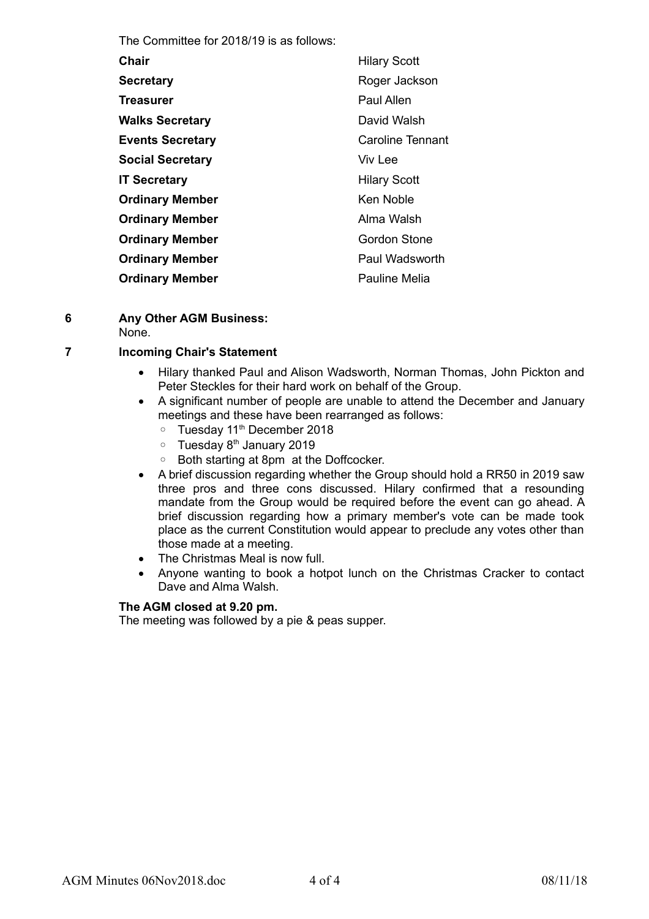The Committee for 2018/19 is as follows:

| | |
|---|---|
| **Chair** | Hilary Scott |
| **Secretary** | Roger Jackson |
| **Treasurer** | Paul Allen |
| **Walks Secretary** | David Walsh |
| **Events Secretary** | Caroline Tennant |
| **Social Secretary** | Viv Lee |
| **IT Secretary** | Hilary Scott |
| **Ordinary Member** | Ken Noble |
| **Ordinary Member** | Alma Walsh |
| **Ordinary Member** | Gordon Stone |
| **Ordinary Member** | Paul Wadsworth |
| **Ordinary Member** | Pauline Melia |

**6 Any Other AGM Business:**

None.

**7 Incoming Chair's Statement**

- Hilary thanked Paul and Alison Wadsworth, Norman Thomas, John Pickton and Peter Steckles for their hard work on behalf of the Group.
- A significant number of people are unable to attend the December and January meetings and these have been rearranged as follows:
  - Tuesday 11th December 2018
  - Tuesday 8th January 2019
  - Both starting at 8pm at the Doffcocker.
- A brief discussion regarding whether the Group should hold a RR50 in 2019 saw three pros and three cons discussed. Hilary confirmed that a resounding mandate from the Group would be required before the event can go ahead. A brief discussion regarding how a primary member's vote can be made took place as the current Constitution would appear to preclude any votes other than those made at a meeting.
- The Christmas Meal is now full.
- Anyone wanting to book a hotpot lunch on the Christmas Cracker to contact Dave and Alma Walsh.

**The AGM closed at 9.20 pm.**

The meeting was followed by a pie & peas supper.